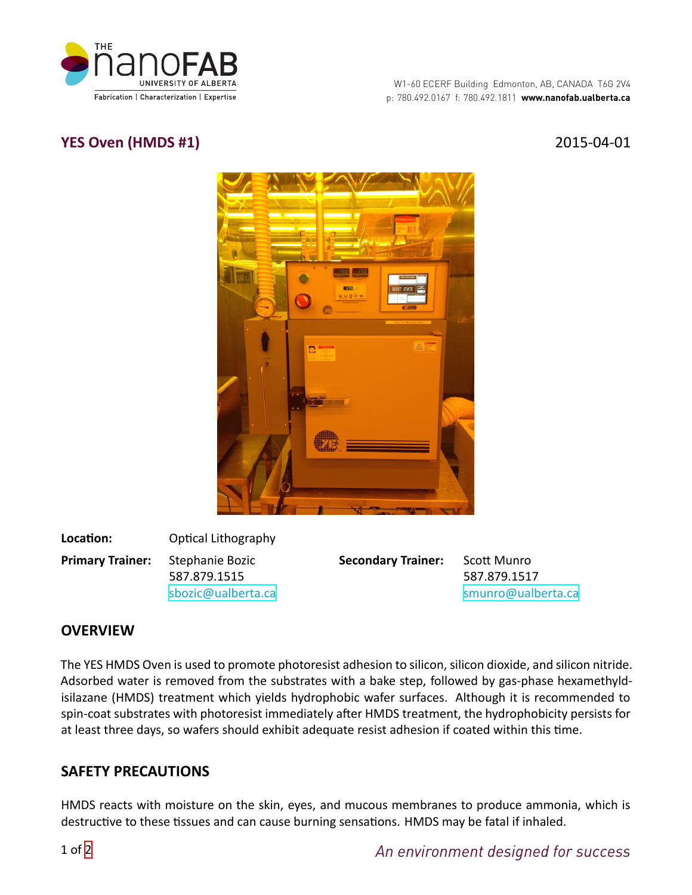W1-60 ECERF Building Edmonton, AB, CANADA T6G 2V4
p: 780.492.0167 f: 780.492.1811 **www.nanofab.ualberta.ca**

## YES Oven (HMDS #1)

2015-04-01

**Location:** Optical Lithography

**Primary Trainer:** Stephanie Bozic
587.879.1515
sbozic@ualberta.ca

**Secondary Trainer:** Scott Munro
587.879.1517
smunro@ualberta.ca

## OVERVIEW

The YES HMDS Oven is used to promote photoresist adhesion to silicon, silicon dioxide, and silicon nitride. Adsorbed water is removed from the substrates with a bake step, followed by gas-phase hexamethyldisilazane (HMDS) treatment which yields hydrophobic wafer surfaces. Although it is recommended to spin-coat substrates with photoresist immediately after HMDS treatment, the hydrophobicity persists for at least three days, so wafers should exhibit adequate resist adhesion if coated within this time.

## SAFETY PRECAUTIONS

HMDS reacts with moisture on the skin, eyes, and mucous membranes to produce ammonia, which is destructive to these tissues and can cause burning sensations. HMDS may be fatal if inhaled.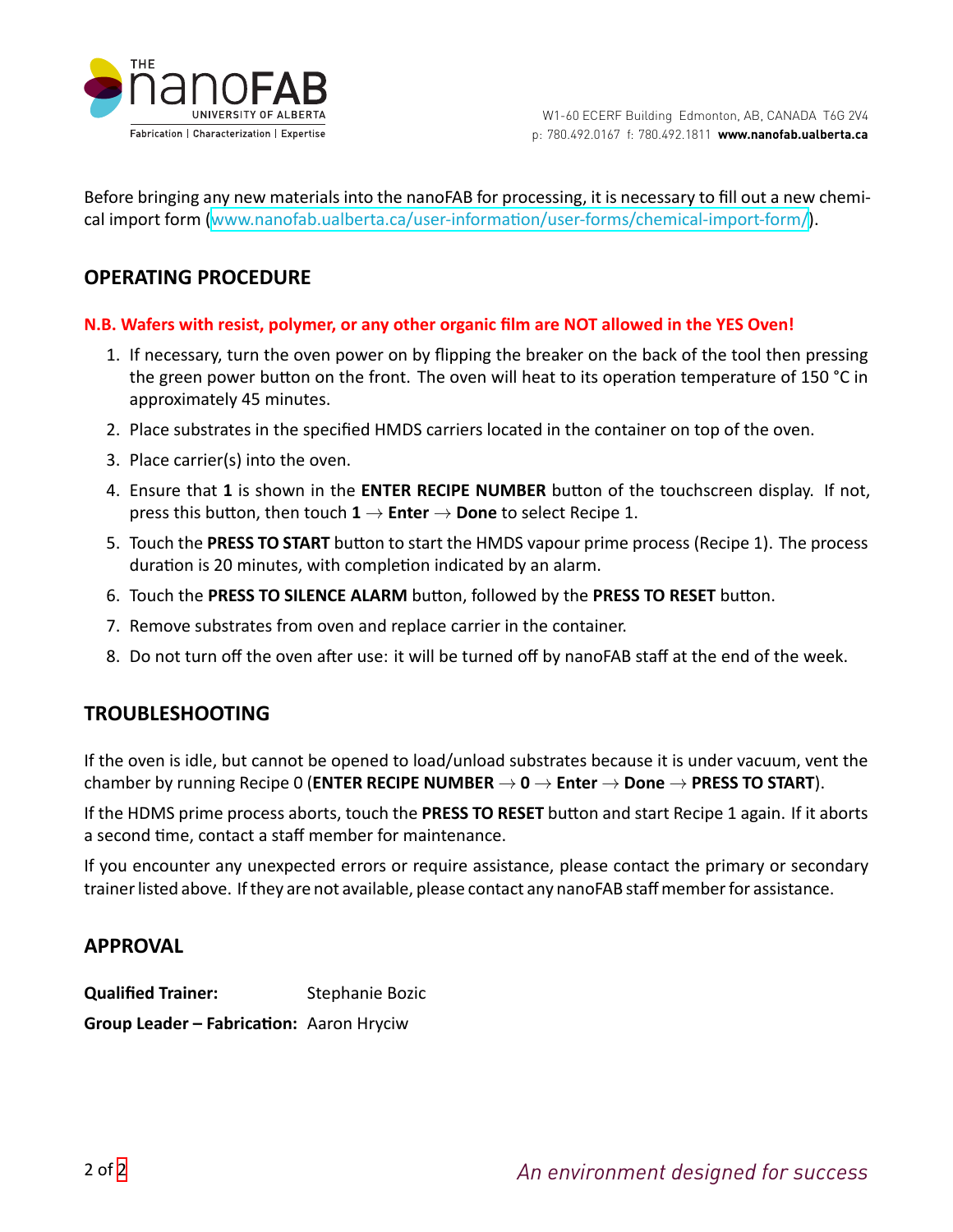Before bringing any new materials into the nanoFAB for processing, it is necessary to fill out a new chemical import form (www.nanofab.ualberta.ca/user-information/user-forms/chemical-import-form/).

## OPERATING PROCEDURE

**N.B. Wafers with resist, polymer, or any other organic film are NOT allowed in the YES Oven!**

1. If necessary, turn the oven power on by flipping the breaker on the back of the tool then pressing the green power button on the front. The oven will heat to its operation temperature of 150 °C in approximately 45 minutes.
2. Place substrates in the specified HMDS carriers located in the container on top of the oven.
3. Place carrier(s) into the oven.
4. Ensure that **1** is shown in the **ENTER RECIPE NUMBER** button of the touchscreen display. If not, press this button, then touch **1** → **Enter** → **Done** to select Recipe 1.
5. Touch the **PRESS TO START** button to start the HMDS vapour prime process (Recipe 1). The process duration is 20 minutes, with completion indicated by an alarm.
6. Touch the **PRESS TO SILENCE ALARM** button, followed by the **PRESS TO RESET** button.
7. Remove substrates from oven and replace carrier in the container.
8. Do not turn off the oven after use: it will be turned off by nanoFAB staff at the end of the week.

## TROUBLESHOOTING

If the oven is idle, but cannot be opened to load/unload substrates because it is under vacuum, vent the chamber by running Recipe 0 (**ENTER RECIPE NUMBER** → **0** → **Enter** → **Done** → **PRESS TO START**).

If the HDMS prime process aborts, touch the **PRESS TO RESET** button and start Recipe 1 again. If it aborts a second time, contact a staff member for maintenance.

If you encounter any unexpected errors or require assistance, please contact the primary or secondary trainer listed above. If they are not available, please contact any nanoFAB staff member for assistance.

## APPROVAL

**Qualified Trainer:** Stephanie Bozic

**Group Leader – Fabrication:** Aaron Hryciw